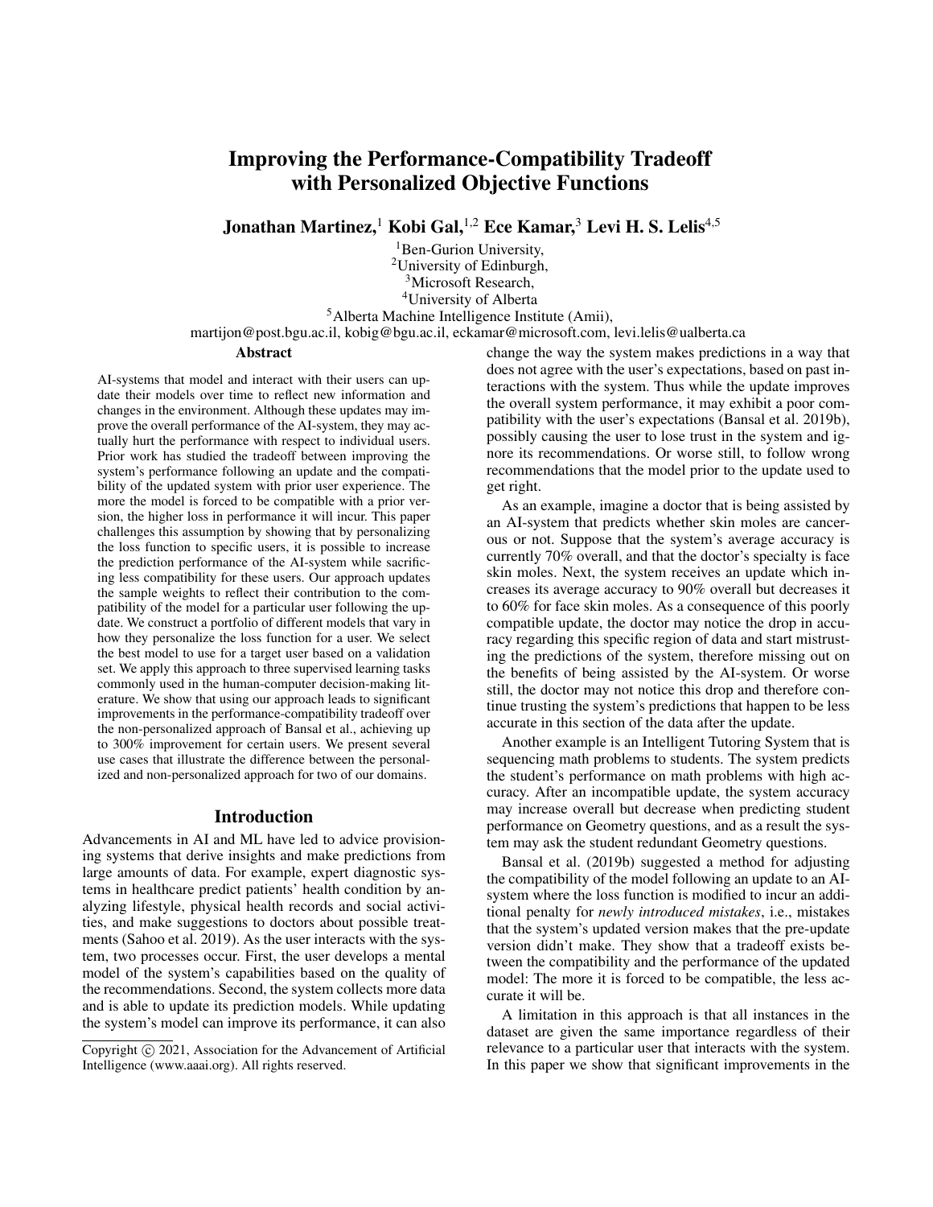# Improving the Performance-Compatibility Tradeoff with Personalized Objective Functions

**Jonathan Martinez,[1] Kobi Gal,[1,2] Ece Kamar,[3] Levi H. S. Lelis[4,5]**

[1]Ben-Gurion University,
[2]University of Edinburgh,
[3]Microsoft Research,
[4]University of Alberta
[5]Alberta Machine Intelligence Institute (Amii),
martijon@post.bgu.ac.il, kobig@bgu.ac.il, eckamar@microsoft.com, levi.lelis@ualberta.ca

## Abstract

AI-systems that model and interact with their users can update their models over time to reflect new information and changes in the environment. Although these updates may improve the overall performance of the AI-system, they may actually hurt the performance with respect to individual users. Prior work has studied the tradeoff between improving the system's performance following an update and the compatibility of the updated system with prior user experience. The more the model is forced to be compatible with a prior version, the higher loss in performance it will incur. This paper challenges this assumption by showing that by personalizing the loss function to specific users, it is possible to increase the prediction performance of the AI-system while sacrificing less compatibility for these users. Our approach updates the sample weights to reflect their contribution to the compatibility of the model for a particular user following the update. We construct a portfolio of different models that vary in how they personalize the loss function for a user. We select the best model to use for a target user based on a validation set. We apply this approach to three supervised learning tasks commonly used in the human-computer decision-making literature. We show that using our approach leads to significant improvements in the performance-compatibility tradeoff over the non-personalized approach of Bansal et al., achieving up to 300% improvement for certain users. We present several use cases that illustrate the difference between the personalized and non-personalized approach for two of our domains.

## Introduction

Advancements in AI and ML have led to advice provisioning systems that derive insights and make predictions from large amounts of data. For example, expert diagnostic systems in healthcare predict patients' health condition by analyzing lifestyle, physical health records and social activities, and make suggestions to doctors about possible treatments (Sahoo et al. 2019). As the user interacts with the system, two processes occur. First, the user develops a mental model of the system's capabilities based on the quality of the recommendations. Second, the system collects more data and is able to update its prediction models. While updating the system's model can improve its performance, it can also change the way the system makes predictions in a way that does not agree with the user's expectations, based on past interactions with the system. Thus while the update improves the overall system performance, it may exhibit a poor compatibility with the user's expectations (Bansal et al. 2019b), possibly causing the user to lose trust in the system and ignore its recommendations. Or worse still, to follow wrong recommendations that the model prior to the update used to get right.

As an example, imagine a doctor that is being assisted by an AI-system that predicts whether skin moles are cancerous or not. Suppose that the system's average accuracy is currently 70% overall, and that the doctor's specialty is face skin moles. Next, the system receives an update which increases its average accuracy to 90% overall but decreases it to 60% for face skin moles. As a consequence of this poorly compatible update, the doctor may notice the drop in accuracy regarding this specific region of data and start mistrusting the predictions of the system, therefore missing out on the benefits of being assisted by the AI-system. Or worse still, the doctor may not notice this drop and therefore continue trusting the system's predictions that happen to be less accurate in this section of the data after the update.

Another example is an Intelligent Tutoring System that is sequencing math problems to students. The system predicts the student's performance on math problems with high accuracy. After an incompatible update, the system accuracy may increase overall but decrease when predicting student performance on Geometry questions, and as a result the system may ask the student redundant Geometry questions.

Bansal et al. (2019b) suggested a method for adjusting the compatibility of the model following an update to an AI-system where the loss function is modified to incur an additional penalty for *newly introduced mistakes*, i.e., mistakes that the system's updated version makes that the pre-update version didn't make. They show that a tradeoff exists between the compatibility and the performance of the updated model: The more it is forced to be compatible, the less accurate it will be.

A limitation in this approach is that all instances in the dataset are given the same importance regardless of their relevance to a particular user that interacts with the system. In this paper we show that significant improvements in the

Copyright © 2021, Association for the Advancement of Artificial Intelligence (www.aaai.org). All rights reserved.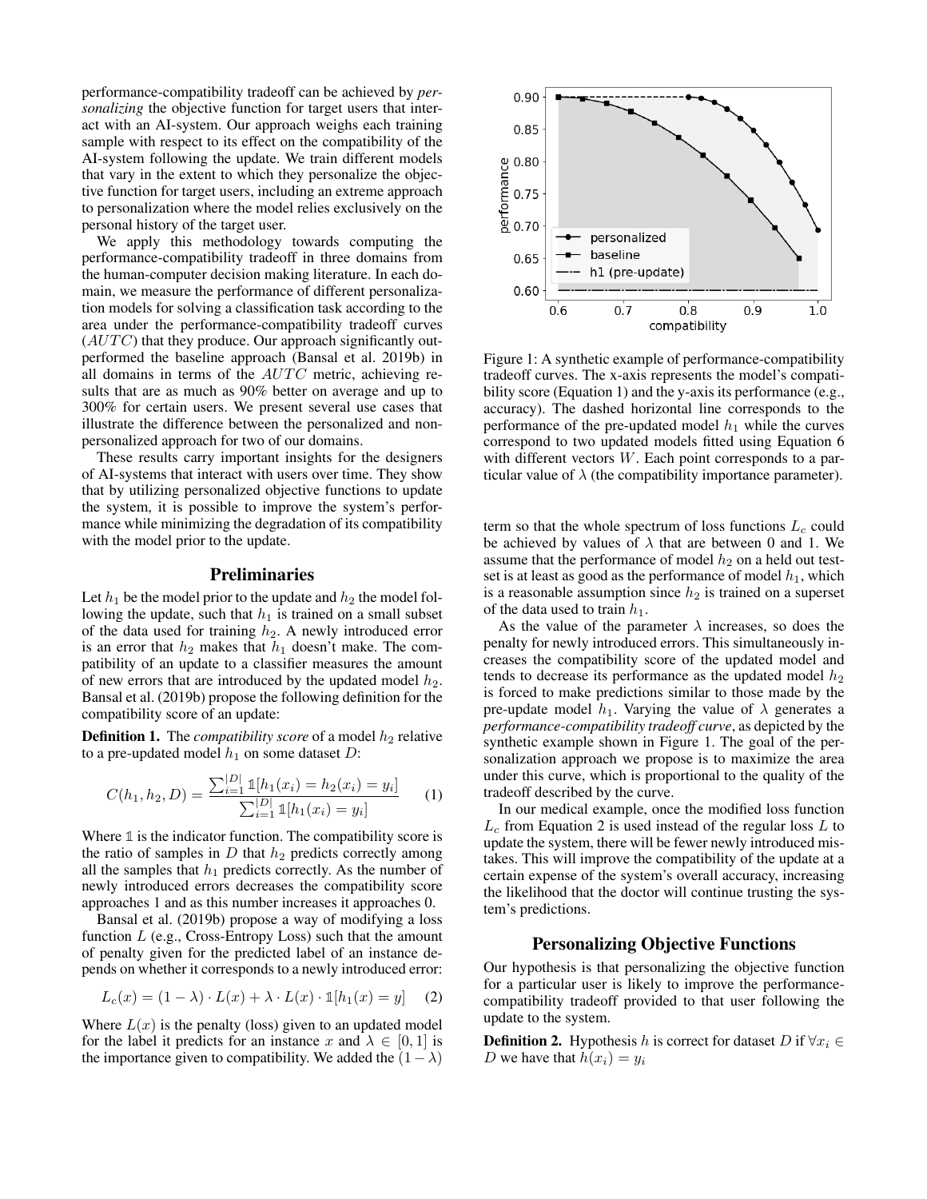performance-compatibility tradeoff can be achieved by *personalizing* the objective function for target users that interact with an AI-system. Our approach weighs each training sample with respect to its effect on the compatibility of the AI-system following the update. We train different models that vary in the extent to which they personalize the objective function for target users, including an extreme approach to personalization where the model relies exclusively on the personal history of the target user.

We apply this methodology towards computing the performance-compatibility tradeoff in three domains from the human-computer decision making literature. In each domain, we measure the performance of different personalization models for solving a classification task according to the area under the performance-compatibility tradeoff curves ($AUTC$) that they produce. Our approach significantly outperformed the baseline approach (Bansal et al. 2019b) in all domains in terms of the $AUTC$ metric, achieving results that are as much as 90% better on average and up to 300% for certain users. We present several use cases that illustrate the difference between the personalized and non-personalized approach for two of our domains.

These results carry important insights for the designers of AI-systems that interact with users over time. They show that by utilizing personalized objective functions to update the system, it is possible to improve the system's performance while minimizing the degradation of its compatibility with the model prior to the update.

## Preliminaries

Let $h_1$ be the model prior to the update and $h_2$ the model following the update, such that $h_1$ is trained on a small subset of the data used for training $h_2$. A newly introduced error is an error that $h_2$ makes that $h_1$ doesn't make. The compatibility of an update to a classifier measures the amount of new errors that are introduced by the updated model $h_2$. Bansal et al. (2019b) propose the following definition for the compatibility score of an update:

**Definition 1.** The *compatibility score* of a model $h_2$ relative to a pre-updated model $h_1$ on some dataset $D$:

$$C(h_1, h_2, D) = \frac{\sum_{i=1}^{|D|} \mathbb{1}[h_1(x_i) = h_2(x_i) = y_i]}{\sum_{i=1}^{|D|} \mathbb{1}[h_1(x_i) = y_i]} \quad (1)$$

Where $\mathbb{1}$ is the indicator function. The compatibility score is the ratio of samples in $D$ that $h_2$ predicts correctly among all the samples that $h_1$ predicts correctly. As the number of newly introduced errors decreases the compatibility score approaches 1 and as this number increases it approaches 0.

Bansal et al. (2019b) propose a way of modifying a loss function $L$ (e.g., Cross-Entropy Loss) such that the amount of penalty given for the predicted label of an instance depends on whether it corresponds to a newly introduced error:

$$L_c(x) = (1 - \lambda) \cdot L(x) + \lambda \cdot L(x) \cdot \mathbb{1}[h_1(x) = y] \quad (2)$$

Where $L(x)$ is the penalty (loss) given to an updated model for the label it predicts for an instance $x$ and $\lambda \in [0, 1]$ is the importance given to compatibility. We added the $(1 - \lambda)$ term so that the whole spectrum of loss functions $L_c$ could be achieved by values of $\lambda$ that are between 0 and 1. We assume that the performance of model $h_2$ on a held out test-set is at least as good as the performance of model $h_1$, which is a reasonable assumption since $h_2$ is trained on a superset of the data used to train $h_1$.

Figure 1: A synthetic example of performance-compatibility tradeoff curves. The x-axis represents the model's compatibility score (Equation 1) and the y-axis its performance (e.g., accuracy). The dashed horizontal line corresponds to the performance of the pre-updated model $h_1$ while the curves correspond to two updated models fitted using Equation 6 with different vectors $W$. Each point corresponds to a particular value of $\lambda$ (the compatibility importance parameter).

As the value of the parameter $\lambda$ increases, so does the penalty for newly introduced errors. This simultaneously increases the compatibility score of the updated model and tends to decrease its performance as the updated model $h_2$ is forced to make predictions similar to those made by the pre-update model $h_1$. Varying the value of $\lambda$ generates a *performance-compatibility tradeoff curve*, as depicted by the synthetic example shown in Figure 1. The goal of the personalization approach we propose is to maximize the area under this curve, which is proportional to the quality of the tradeoff described by the curve.

In our medical example, once the modified loss function $L_c$ from Equation 2 is used instead of the regular loss $L$ to update the system, there will be fewer newly introduced mistakes. This will improve the compatibility of the update at a certain expense of the system's overall accuracy, increasing the likelihood that the doctor will continue trusting the system's predictions.

## Personalizing Objective Functions

Our hypothesis is that personalizing the objective function for a particular user is likely to improve the performance-compatibility tradeoff provided to that user following the update to the system.

**Definition 2.** Hypothesis $h$ is correct for dataset $D$ if $\forall x_i \in D$ we have that $h(x_i) = y_i$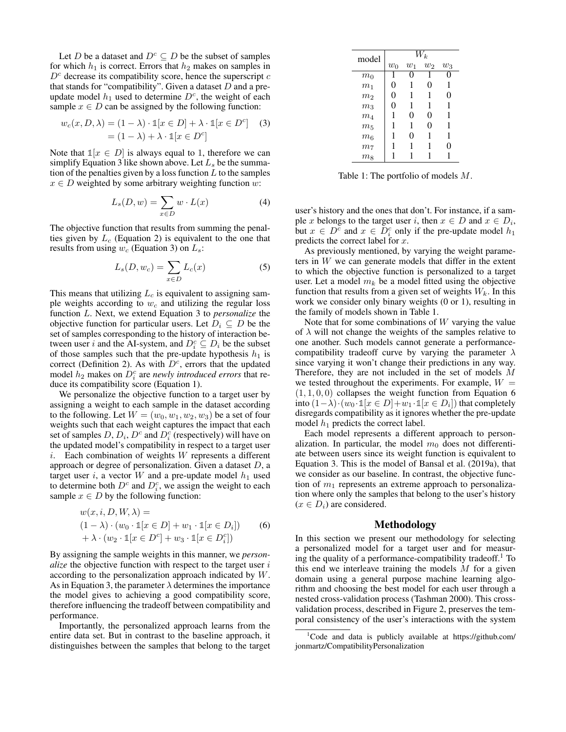Let $D$ be a dataset and $D^c \subseteq D$ be the subset of samples for which $h_1$ is correct. Errors that $h_2$ makes on samples in $D^c$ decrease its compatibility score, hence the superscript $c$ that stands for "compatibility". Given a dataset $D$ and a pre-update model $h_1$ used to determine $D^c$, the weight of each sample $x \in D$ can be assigned by the following function:

$$
\begin{aligned}
w_c(x, D, \lambda) &= (1-\lambda) \cdot \mathbb{1}[x \in D] + \lambda \cdot \mathbb{1}[x \in D^c] \\
&= (1-\lambda) + \lambda \cdot \mathbb{1}[x \in D^c]
\end{aligned} \tag{3}
$$

Note that $\mathbb{1}[x \in D]$ is always equal to 1, therefore we can simplify Equation 3 like shown above. Let $L_s$ be the summation of the penalties given by a loss function $L$ to the samples $x \in D$ weighted by some arbitrary weighting function $w$:

$$
L_s(D, w) = \sum_{x \in D} w \cdot L(x) \tag{4}
$$

The objective function that results from summing the penalties given by $L_c$ (Equation 2) is equivalent to the one that results from using $w_c$ (Equation 3) on $L_s$:

$$
L_s(D, w_c) = \sum_{x \in D} L_c(x) \tag{5}
$$

This means that utilizing $L_c$ is equivalent to assigning sample weights according to $w_c$ and utilizing the regular loss function $L$. Next, we extend Equation 3 to *personalize* the objective function for particular users. Let $D_i \subseteq D$ be the set of samples corresponding to the history of interaction between user $i$ and the AI-system, and $D_i^c \subseteq D_i$ be the subset of those samples such that the pre-update hypothesis $h_1$ is correct (Definition 2). As with $D^c$, errors that the updated model $h_2$ makes on $D_i^c$ are *newly introduced errors* that reduce its compatibility score (Equation 1).

We personalize the objective function to a target user by assigning a weight to each sample in the dataset according to the following. Let $W = (w_0, w_1, w_2, w_3)$ be a set of four weights such that each weight captures the impact that each set of samples $D$, $D_i$, $D^c$ and $D_i^c$ (respectively) will have on the updated model's compatibility in respect to a target user $i$. Each combination of weights $W$ represents a different approach or degree of personalization. Given a dataset $D$, a target user $i$, a vector $W$ and a pre-update model $h_1$ used to determine both $D^c$ and $D_i^c$, we assign the weight to each sample $x \in D$ by the following function:

$$
\begin{aligned}
& w(x, i, D, W, \lambda) = \\
& (1-\lambda) \cdot (w_0 \cdot \mathbb{1}[x \in D] + w_1 \cdot \mathbb{1}[x \in D_i]) \\
& + \lambda \cdot (w_2 \cdot \mathbb{1}[x \in D^c] + w_3 \cdot \mathbb{1}[x \in D_i^c])
\end{aligned} \tag{6}
$$

By assigning the sample weights in this manner, we *personalize* the objective function with respect to the target user $i$ according to the personalization approach indicated by $W$. As in Equation 3, the parameter $\lambda$ determines the importance the model gives to achieving a good compatibility score, therefore influencing the tradeoff between compatibility and performance.

Importantly, the personalized approach learns from the entire data set. But in contrast to the baseline approach, it distinguishes between the samples that belong to the target user's history and the ones that don't. For instance, if a sample $x$ belongs to the target user $i$, then $x \in D$ and $x \in D_i$, but $x \in D^c$ and $x \in D_i^c$ only if the pre-update model $h_1$ predicts the correct label for $x$.

| model | $W_k$ | | | |
|---|---|---|---|---|
| | $w_0$ | $w_1$ | $w_2$ | $w_3$ |
| $m_0$ | 1 | 0 | 1 | 0 |
| $m_1$ | 0 | 1 | 0 | 1 |
| $m_2$ | 0 | 1 | 1 | 0 |
| $m_3$ | 0 | 1 | 1 | 1 |
| $m_4$ | 1 | 0 | 0 | 1 |
| $m_5$ | 1 | 1 | 0 | 1 |
| $m_6$ | 1 | 0 | 1 | 1 |
| $m_7$ | 1 | 1 | 1 | 0 |
| $m_8$ | 1 | 1 | 1 | 1 |

Table 1: The portfolio of models $M$.

As previously mentioned, by varying the weight parameters in $W$ we can generate models that differ in the extent to which the objective function is personalized to a target user. Let a model $m_k$ be a model fitted using the objective function that results from a given set of weights $W_k$. In this work we consider only binary weights (0 or 1), resulting in the family of models shown in Table 1.

Note that for some combinations of $W$ varying the value of $\lambda$ will not change the weights of the samples relative to one another. Such models cannot generate a performance-compatibility tradeoff curve by varying the parameter $\lambda$ since varying it won't change their predictions in any way. Therefore, they are not included in the set of models $M$ we tested throughout the experiments. For example, $W = (1, 1, 0, 0)$ collapses the weight function from Equation 6 into $(1-\lambda) \cdot (w_0 \cdot \mathbb{1}[x \in D] + w_1 \cdot \mathbb{1}[x \in D_i])$ that completely disregards compatibility as it ignores whether the pre-update model $h_1$ predicts the correct label.

Each model represents a different approach to personalization. In particular, the model $m_0$ does not differentiate between users since its weight function is equivalent to Equation 3. This is the model of Bansal et al. (2019a), that we consider as our baseline. In contrast, the objective function of $m_1$ represents an extreme approach to personalization where only the samples that belong to the user's history ($x \in D_i$) are considered.

## Methodology

In this section we present our methodology for selecting a personalized model for a target user and for measuring the quality of a performance-compatibility tradeoff.[1] To this end we interleave training the models $M$ for a given domain using a general purpose machine learning algorithm and choosing the best model for each user through a nested cross-validation process (Tashman 2000). This cross-validation process, described in Figure 2, preserves the temporal consistency of the user's interactions with the system

[1] Code and data is publicly available at https://github.com/jonmartz/CompatibilityPersonalization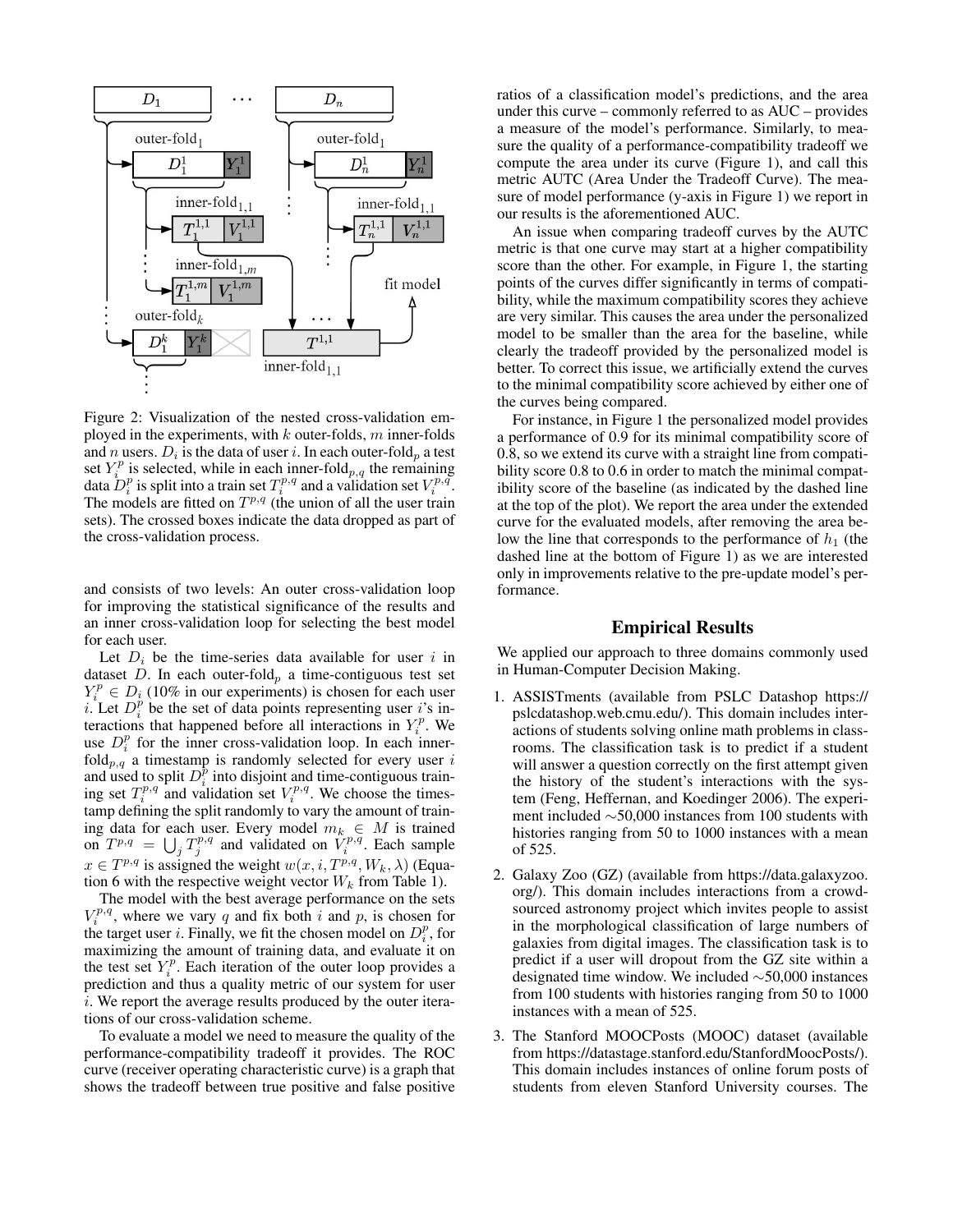Figure 2: Visualization of the nested cross-validation employed in the experiments, with $k$ outer-folds, $m$ inner-folds and $n$ users. $D_i$ is the data of user $i$. In each outer-fold$_p$ a test set $Y_i^p$ is selected, while in each inner-fold$_{p,q}$ the remaining data $D_i^p$ is split into a train set $T_i^{p,q}$ and a validation set $V_i^{p,q}$. The models are fitted on $T^{p,q}$ (the union of all the user train sets). The crossed boxes indicate the data dropped as part of the cross-validation process.

and consists of two levels: An outer cross-validation loop for improving the statistical significance of the results and an inner cross-validation loop for selecting the best model for each user.

Let $D_i$ be the time-series data available for user $i$ in dataset $D$. In each outer-fold$_p$ a time-contiguous test set $Y_i^p \in D_i$ (10% in our experiments) is chosen for each user $i$. Let $D_i^p$ be the set of data points representing user $i$'s interactions that happened before all interactions in $Y_i^p$. We use $D_i^p$ for the inner cross-validation loop. In each inner-fold$_{p,q}$ a timestamp is randomly selected for every user $i$ and used to split $D_i^p$ into disjoint and time-contiguous training set $T_i^{p,q}$ and validation set $V_i^{p,q}$. We choose the timestamp defining the split randomly to vary the amount of training data for each user. Every model $m_k \in M$ is trained on $T^{p,q} = \bigcup_j T_j^{p,q}$ and validated on $V_i^{p,q}$. Each sample $x \in T^{p,q}$ is assigned the weight $w(x, i, T^{p,q}, W_k, \lambda)$ (Equation 6 with the respective weight vector $W_k$ from Table 1).

The model with the best average performance on the sets $V_i^{p,q}$, where we vary $q$ and fix both $i$ and $p$, is chosen for the target user $i$. Finally, we fit the chosen model on $D_i^p$, for maximizing the amount of training data, and evaluate it on the test set $Y_i^p$. Each iteration of the outer loop provides a prediction and thus a quality metric of our system for user $i$. We report the average results produced by the outer iterations of our cross-validation scheme.

To evaluate a model we need to measure the quality of the performance-compatibility tradeoff it provides. The ROC curve (receiver operating characteristic curve) is a graph that shows the tradeoff between true positive and false positive ratios of a classification model's predictions, and the area under this curve – commonly referred to as AUC – provides a measure of the model's performance. Similarly, to measure the quality of a performance-compatibility tradeoff we compute the area under its curve (Figure 1), and call this metric AUTC (Area Under the Tradeoff Curve). The measure of model performance (y-axis in Figure 1) we report in our results is the aforementioned AUC.

An issue when comparing tradeoff curves by the AUTC metric is that one curve may start at a higher compatibility score than the other. For example, in Figure 1, the starting points of the curves differ significantly in terms of compatibility, while the maximum compatibility scores they achieve are very similar. This causes the area under the personalized model to be smaller than the area for the baseline, while clearly the tradeoff provided by the personalized model is better. To correct this issue, we artificially extend the curves to the minimal compatibility score achieved by either one of the curves being compared.

For instance, in Figure 1 the personalized model provides a performance of 0.9 for its minimal compatibility score of 0.8, so we extend its curve with a straight line from compatibility score 0.8 to 0.6 in order to match the minimal compatibility score of the baseline (as indicated by the dashed line at the top of the plot). We report the area under the extended curve for the evaluated models, after removing the area below the line that corresponds to the performance of $h_1$ (the dashed line at the bottom of Figure 1) as we are interested only in improvements relative to the pre-update model's performance.

## Empirical Results

We applied our approach to three domains commonly used in Human-Computer Decision Making.

1. ASSISTments (available from PSLC Datashop https://pslcdatashop.web.cmu.edu/). This domain includes interactions of students solving online math problems in classrooms. The classification task is to predict if a student will answer a question correctly on the first attempt given the history of the student's interactions with the system (Feng, Heffernan, and Koedinger 2006). The experiment included ∼50,000 instances from 100 students with histories ranging from 50 to 1000 instances with a mean of 525.

2. Galaxy Zoo (GZ) (available from https://data.galaxyzoo.org/). This domain includes interactions from a crowd-sourced astronomy project which invites people to assist in the morphological classification of large numbers of galaxies from digital images. The classification task is to predict if a user will dropout from the GZ site within a designated time window. We included ∼50,000 instances from 100 students with histories ranging from 50 to 1000 instances with a mean of 525.

3. The Stanford MOOCPosts (MOOC) dataset (available from https://datastage.stanford.edu/StanfordMoocPosts/). This domain includes instances of online forum posts of students from eleven Stanford University courses. The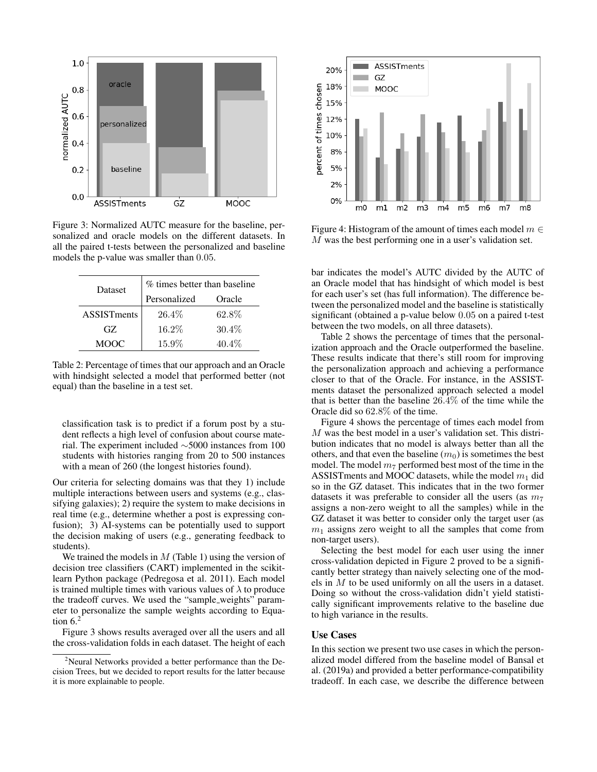Figure 3: Normalized AUTC measure for the baseline, personalized and oracle models on the different datasets. In all the paired t-tests between the personalized and baseline models the p-value was smaller than $0.05$.

| Dataset | % times better than baseline | |
|---|---|---|
| | Personalized | Oracle |
| ASSISTments | $26.4\%$ | $62.8\%$ |
| GZ | $16.2\%$ | $30.4\%$ |
| MOOC | $15.9\%$ | $40.4\%$ |

Table 2: Percentage of times that our approach and an Oracle with hindsight selected a model that performed better (not equal) than the baseline in a test set.

classification task is to predict if a forum post by a student reflects a high level of confusion about course material. The experiment included ∼5000 instances from 100 students with histories ranging from 20 to 500 instances with a mean of 260 (the longest histories found).

Our criteria for selecting domains was that they 1) include multiple interactions between users and systems (e.g., classifying galaxies); 2) require the system to make decisions in real time (e.g., determine whether a post is expressing confusion); 3) AI-systems can be potentially used to support the decision making of users (e.g., generating feedback to students).

We trained the models in $M$ (Table 1) using the version of decision tree classifiers (CART) implemented in the scikit-learn Python package (Pedregosa et al. 2011). Each model is trained multiple times with various values of $\lambda$ to produce the tradeoff curves. We used the "sample_weights" parameter to personalize the sample weights according to Equation 6.[2]

Figure 3 shows results averaged over all the users and all the cross-validation folds in each dataset. The height of each bar indicates the model's AUTC divided by the AUTC of an Oracle model that has hindsight of which model is best for each user's set (has full information). The difference between the personalized model and the baseline is statistically significant (obtained a p-value below $0.05$ on a paired t-test between the two models, on all three datasets).

Table 2 shows the percentage of times that the personalization approach and the Oracle outperformed the baseline. These results indicate that there's still room for improving the personalization approach and achieving a performance closer to that of the Oracle. For instance, in the ASSISTments dataset the personalized approach selected a model that is better than the baseline $26.4\%$ of the time while the Oracle did so $62.8\%$ of the time.

Figure 4: Histogram of the amount of times each model $m \in M$ was the best performing one in a user's validation set.

Figure 4 shows the percentage of times each model from $M$ was the best model in a user's validation set. This distribution indicates that no model is always better than all the others, and that even the baseline ($m_0$) is sometimes the best model. The model $m_7$ performed best most of the time in the ASSISTments and MOOC datasets, while the model $m_1$ did so in the GZ dataset. This indicates that in the two former datasets it was preferable to consider all the users (as $m_7$ assigns a non-zero weight to all the samples) while in the GZ dataset it was better to consider only the target user (as $m_1$ assigns zero weight to all the samples that come from non-target users).

Selecting the best model for each user using the inner cross-validation depicted in Figure 2 proved to be a significantly better strategy than naively selecting one of the models in $M$ to be used uniformly on all the users in a dataset. Doing so without the cross-validation didn't yield statistically significant improvements relative to the baseline due to high variance in the results.

## Use Cases

In this section we present two use cases in which the personalized model differed from the baseline model of Bansal et al. (2019a) and provided a better performance-compatibility tradeoff. In each case, we describe the difference between

[2] Neural Networks provided a better performance than the Decision Trees, but we decided to report results for the latter because it is more explainable to people.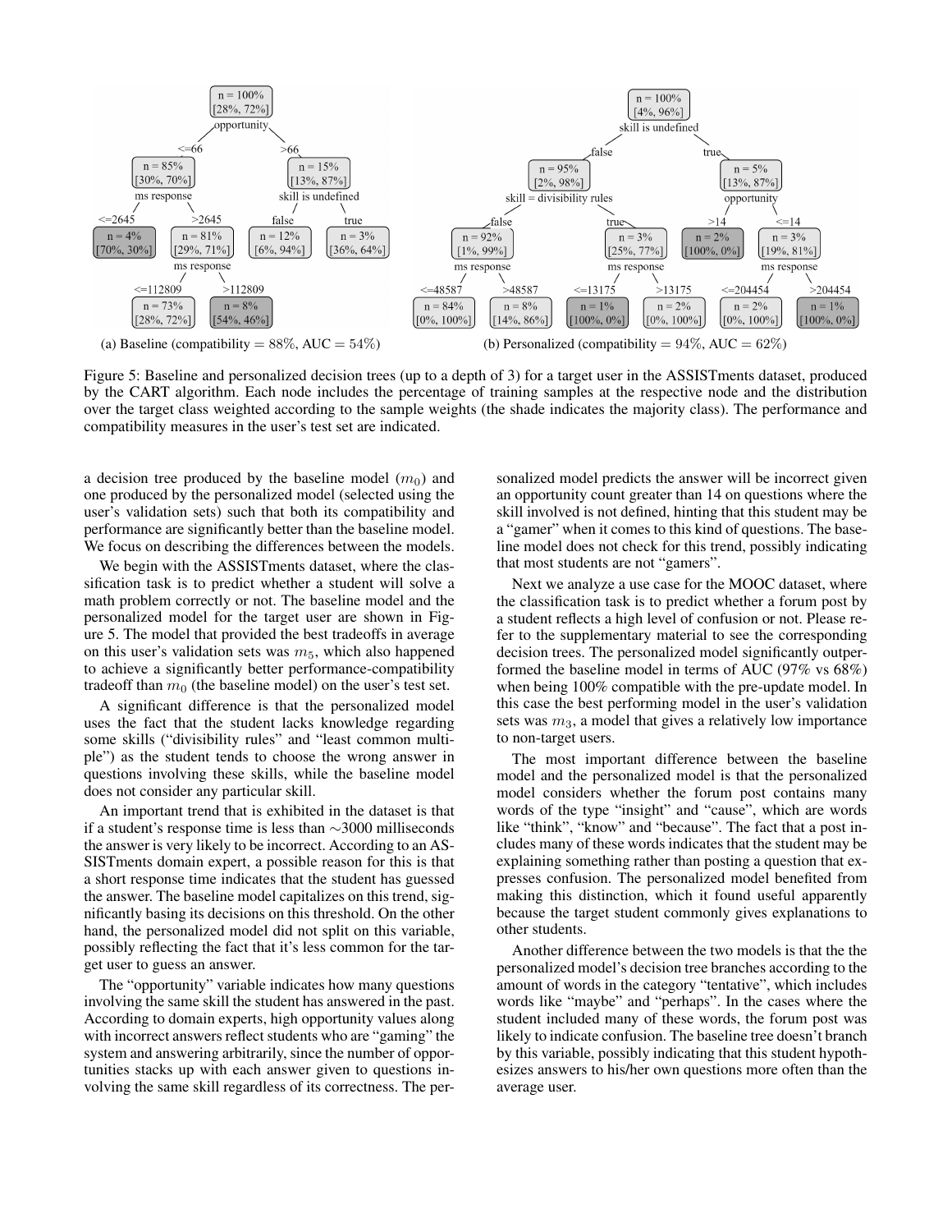(a) Baseline (compatibility = 88%, AUC = 54%)

(b) Personalized (compatibility = 94%, AUC = 62%)

Figure 5: Baseline and personalized decision trees (up to a depth of 3) for a target user in the ASSISTments dataset, produced by the CART algorithm. Each node includes the percentage of training samples at the respective node and the distribution over the target class weighted according to the sample weights (the shade indicates the majority class). The performance and compatibility measures in the user's test set are indicated.

a decision tree produced by the baseline model ($m_0$) and one produced by the personalized model (selected using the user's validation sets) such that both its compatibility and performance are significantly better than the baseline model. We focus on describing the differences between the models.

We begin with the ASSISTments dataset, where the classification task is to predict whether a student will solve a math problem correctly or not. The baseline model and the personalized model for the target user are shown in Figure 5. The model that provided the best tradeoffs in average on this user's validation sets was $m_5$, which also happened to achieve a significantly better performance-compatibility tradeoff than $m_0$ (the baseline model) on the user's test set.

A significant difference is that the personalized model uses the fact that the student lacks knowledge regarding some skills ("divisibility rules" and "least common multiple") as the student tends to choose the wrong answer in questions involving these skills, while the baseline model does not consider any particular skill.

An important trend that is exhibited in the dataset is that if a student's response time is less than ∼3000 milliseconds the answer is very likely to be incorrect. According to an ASSISTments domain expert, a possible reason for this is that a short response time indicates that the student has guessed the answer. The baseline model capitalizes on this trend, significantly basing its decisions on this threshold. On the other hand, the personalized model did not split on this variable, possibly reflecting the fact that it's less common for the target user to guess an answer.

The "opportunity" variable indicates how many questions involving the same skill the student has answered in the past. According to domain experts, high opportunity values along with incorrect answers reflect students who are "gaming" the system and answering arbitrarily, since the number of opportunities stacks up with each answer given to questions involving the same skill regardless of its correctness. The personalized model predicts the answer will be incorrect given an opportunity count greater than 14 on questions where the skill involved is not defined, hinting that this student may be a "gamer" when it comes to this kind of questions. The baseline model does not check for this trend, possibly indicating that most students are not "gamers".

Next we analyze a use case for the MOOC dataset, where the classification task is to predict whether a forum post by a student reflects a high level of confusion or not. Please refer to the supplementary material to see the corresponding decision trees. The personalized model significantly outperformed the baseline model in terms of AUC (97% vs 68%) when being 100% compatible with the pre-update model. In this case the best performing model in the user's validation sets was $m_3$, a model that gives a relatively low importance to non-target users.

The most important difference between the baseline model and the personalized model is that the personalized model considers whether the forum post contains many words of the type "insight" and "cause", which are words like "think", "know" and "because". The fact that a post includes many of these words indicates that the student may be explaining something rather than posting a question that expresses confusion. The personalized model benefited from making this distinction, which it found useful apparently because the target student commonly gives explanations to other students.

Another difference between the two models is that the the personalized model's decision tree branches according to the amount of words in the category "tentative", which includes words like "maybe" and "perhaps". In the cases where the student included many of these words, the forum post was likely to indicate confusion. The baseline tree doesn't branch by this variable, possibly indicating that this student hypothesizes answers to his/her own questions more often than the average user.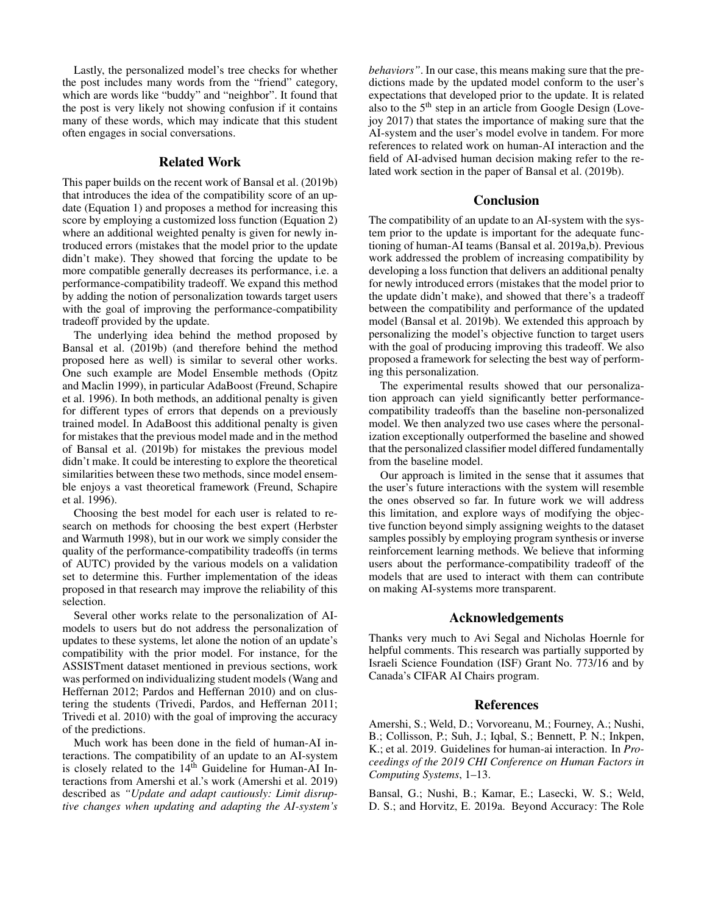Lastly, the personalized model's tree checks for whether the post includes many words from the "friend" category, which are words like "buddy" and "neighbor". It found that the post is very likely not showing confusion if it contains many of these words, which may indicate that this student often engages in social conversations.

## Related Work

This paper builds on the recent work of Bansal et al. (2019b) that introduces the idea of the compatibility score of an update (Equation 1) and proposes a method for increasing this score by employing a customized loss function (Equation 2) where an additional weighted penalty is given for newly introduced errors (mistakes that the model prior to the update didn't make). They showed that forcing the update to be more compatible generally decreases its performance, i.e. a performance-compatibility tradeoff. We expand this method by adding the notion of personalization towards target users with the goal of improving the performance-compatibility tradeoff provided by the update.

The underlying idea behind the method proposed by Bansal et al. (2019b) (and therefore behind the method proposed here as well) is similar to several other works. One such example are Model Ensemble methods (Opitz and Maclin 1999), in particular AdaBoost (Freund, Schapire et al. 1996). In both methods, an additional penalty is given for different types of errors that depends on a previously trained model. In AdaBoost this additional penalty is given for mistakes that the previous model made and in the method of Bansal et al. (2019b) for mistakes the previous model didn't make. It could be interesting to explore the theoretical similarities between these two methods, since model ensemble enjoys a vast theoretical framework (Freund, Schapire et al. 1996).

Choosing the best model for each user is related to research on methods for choosing the best expert (Herbster and Warmuth 1998), but in our work we simply consider the quality of the performance-compatibility tradeoffs (in terms of AUTC) provided by the various models on a validation set to determine this. Further implementation of the ideas proposed in that research may improve the reliability of this selection.

Several other works relate to the personalization of AI-models to users but do not address the personalization of updates to these systems, let alone the notion of an update's compatibility with the prior model. For instance, for the ASSISTment dataset mentioned in previous sections, work was performed on individualizing student models (Wang and Heffernan 2012; Pardos and Heffernan 2010) and on clustering the students (Trivedi, Pardos, and Heffernan 2011; Trivedi et al. 2010) with the goal of improving the accuracy of the predictions.

Much work has been done in the field of human-AI interactions. The compatibility of an update to an AI-system is closely related to the 14th Guideline for Human-AI Interactions from Amershi et al.'s work (Amershi et al. 2019) described as *"Update and adapt cautiously: Limit disruptive changes when updating and adapting the AI-system's behaviors"*. In our case, this means making sure that the predictions made by the updated model conform to the user's expectations that developed prior to the update. It is related also to the 5th step in an article from Google Design (Lovejoy 2017) that states the importance of making sure that the AI-system and the user's model evolve in tandem. For more references to related work on human-AI interaction and the field of AI-advised human decision making refer to the related work section in the paper of Bansal et al. (2019b).

## Conclusion

The compatibility of an update to an AI-system with the system prior to the update is important for the adequate functioning of human-AI teams (Bansal et al. 2019a,b). Previous work addressed the problem of increasing compatibility by developing a loss function that delivers an additional penalty for newly introduced errors (mistakes that the model prior to the update didn't make), and showed that there's a tradeoff between the compatibility and performance of the updated model (Bansal et al. 2019b). We extended this approach by personalizing the model's objective function to target users with the goal of producing improving this tradeoff. We also proposed a framework for selecting the best way of performing this personalization.

The experimental results showed that our personalization approach can yield significantly better performance-compatibility tradeoffs than the baseline non-personalized model. We then analyzed two use cases where the personalization exceptionally outperformed the baseline and showed that the personal classifier model differed fundamentally from the baseline model.

Our approach is limited in the sense that it assumes that the user's future interactions with the system will resemble the ones observed so far. In future work we will address this limitation, and explore ways of modifying the objective function beyond simply assigning weights to the dataset samples possibly by employing program synthesis or inverse reinforcement learning methods. We believe that informing users about the performance-compatibility tradeoff of the models that are used to interact with them can contribute on making AI-systems more transparent.

## Acknowledgements

Thanks very much to Avi Segal and Nicholas Hoernle for helpful comments. This research was partially supported by Israeli Science Foundation (ISF) Grant No. 773/16 and by Canada's CIFAR AI Chairs program.

## References

Amershi, S.; Weld, D.; Vorvoreanu, M.; Fourney, A.; Nushi, B.; Collisson, P.; Suh, J.; Iqbal, S.; Bennett, P. N.; Inkpen, K.; et al. 2019. Guidelines for human-ai interaction. In *Proceedings of the 2019 CHI Conference on Human Factors in Computing Systems*, 1–13.

Bansal, G.; Nushi, B.; Kamar, E.; Lasecki, W. S.; Weld, D. S.; and Horvitz, E. 2019a. Beyond Accuracy: The Role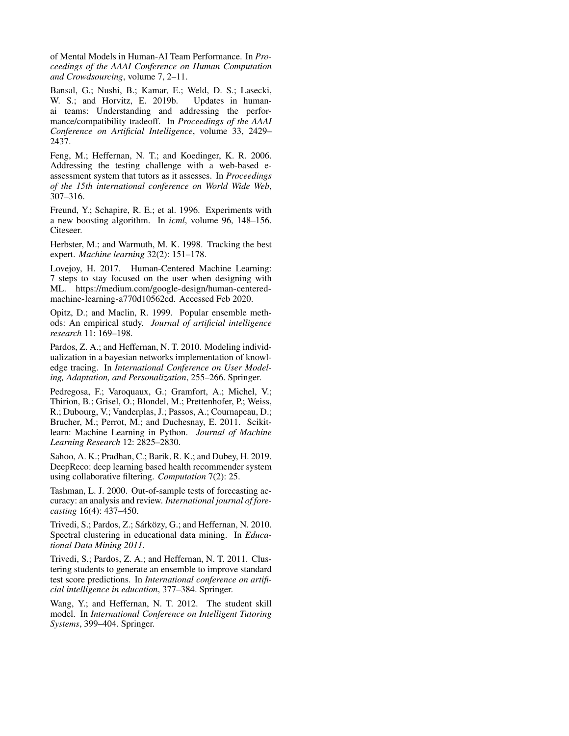of Mental Models in Human-AI Team Performance. In *Proceedings of the AAAI Conference on Human Computation and Crowdsourcing*, volume 7, 2–11.

Bansal, G.; Nushi, B.; Kamar, E.; Weld, D. S.; Lasecki, W. S.; and Horvitz, E. 2019b. Updates in human-ai teams: Understanding and addressing the performance/compatibility tradeoff. In *Proceedings of the AAAI Conference on Artificial Intelligence*, volume 33, 2429–2437.

Feng, M.; Heffernan, N. T.; and Koedinger, K. R. 2006. Addressing the testing challenge with a web-based e-assessment system that tutors as it assesses. In *Proceedings of the 15th international conference on World Wide Web*, 307–316.

Freund, Y.; Schapire, R. E.; et al. 1996. Experiments with a new boosting algorithm. In *icml*, volume 96, 148–156. Citeseer.

Herbster, M.; and Warmuth, M. K. 1998. Tracking the best expert. *Machine learning* 32(2): 151–178.

Lovejoy, H. 2017. Human-Centered Machine Learning: 7 steps to stay focused on the user when designing with ML. https://medium.com/google-design/human-centered-machine-learning-a770d10562cd. Accessed Feb 2020.

Opitz, D.; and Maclin, R. 1999. Popular ensemble methods: An empirical study. *Journal of artificial intelligence research* 11: 169–198.

Pardos, Z. A.; and Heffernan, N. T. 2010. Modeling individualization in a bayesian networks implementation of knowledge tracing. In *International Conference on User Modeling, Adaptation, and Personalization*, 255–266. Springer.

Pedregosa, F.; Varoquaux, G.; Gramfort, A.; Michel, V.; Thirion, B.; Grisel, O.; Blondel, M.; Prettenhofer, P.; Weiss, R.; Dubourg, V.; Vanderplas, J.; Passos, A.; Cournapeau, D.; Brucher, M.; Perrot, M.; and Duchesnay, E. 2011. Scikit-learn: Machine Learning in Python. *Journal of Machine Learning Research* 12: 2825–2830.

Sahoo, A. K.; Pradhan, C.; Barik, R. K.; and Dubey, H. 2019. DeepReco: deep learning based health recommender system using collaborative filtering. *Computation* 7(2): 25.

Tashman, L. J. 2000. Out-of-sample tests of forecasting accuracy: an analysis and review. *International journal of forecasting* 16(4): 437–450.

Trivedi, S.; Pardos, Z.; Sárközy, G.; and Heffernan, N. 2010. Spectral clustering in educational data mining. In *Educational Data Mining 2011*.

Trivedi, S.; Pardos, Z. A.; and Heffernan, N. T. 2011. Clustering students to generate an ensemble to improve standard test score predictions. In *International conference on artificial intelligence in education*, 377–384. Springer.

Wang, Y.; and Heffernan, N. T. 2012. The student skill model. In *International Conference on Intelligent Tutoring Systems*, 399–404. Springer.